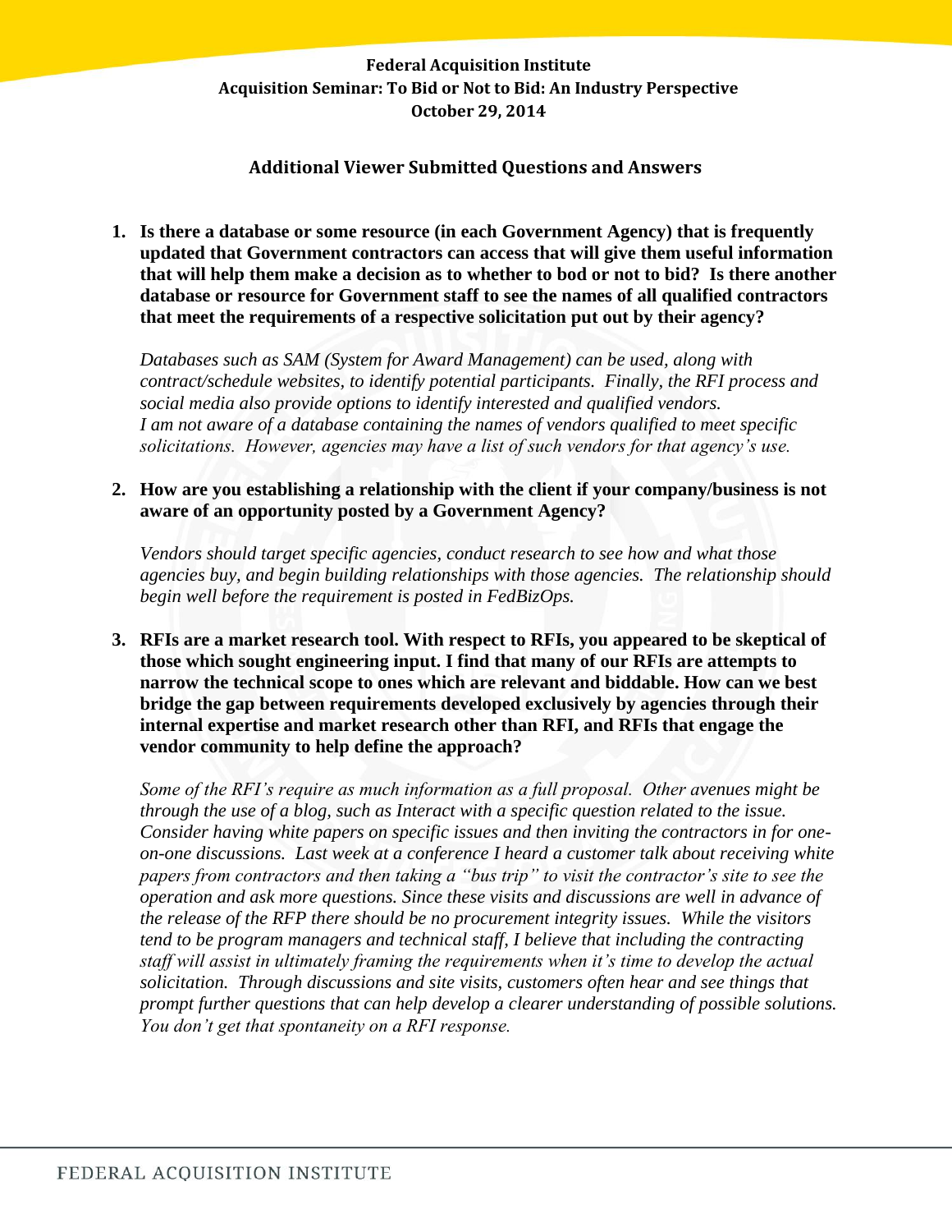**Federal Acquisition Institute**
**Acquisition Seminar: To Bid or Not to Bid: An Industry Perspective**
**October 29, 2014**

## Additional Viewer Submitted Questions and Answers

1. **Is there a database or some resource (in each Government Agency) that is frequently updated that Government contractors can access that will give them useful information that will help them make a decision as to whether to bod or not to bid? Is there another database or resource for Government staff to see the names of all qualified contractors that meet the requirements of a respective solicitation put out by their agency?**

   *Databases such as SAM (System for Award Management) can be used, along with contract/schedule websites, to identify potential participants. Finally, the RFI process and social media also provide options to identify interested and qualified vendors. I am not aware of a database containing the names of vendors qualified to meet specific solicitations. However, agencies may have a list of such vendors for that agency's use.*

2. **How are you establishing a relationship with the client if your company/business is not aware of an opportunity posted by a Government Agency?**

   *Vendors should target specific agencies, conduct research to see how and what those agencies buy, and begin building relationships with those agencies. The relationship should begin well before the requirement is posted in FedBizOps.*

3. **RFIs are a market research tool. With respect to RFIs, you appeared to be skeptical of those which sought engineering input. I find that many of our RFIs are attempts to narrow the technical scope to ones which are relevant and biddable. How can we best bridge the gap between requirements developed exclusively by agencies through their internal expertise and market research other than RFI, and RFIs that engage the vendor community to help define the approach?**

   *Some of the RFI's require as much information as a full proposal. Other avenues might be through the use of a blog, such as Interact with a specific question related to the issue. Consider having white papers on specific issues and then inviting the contractors in for one-on-one discussions. Last week at a conference I heard a customer talk about receiving white papers from contractors and then taking a "bus trip" to visit the contractor's site to see the operation and ask more questions. Since these visits and discussions are well in advance of the release of the RFP there should be no procurement integrity issues. While the visitors tend to be program managers and technical staff, I believe that including the contracting staff will assist in ultimately framing the requirements when it's time to develop the actual solicitation. Through discussions and site visits, customers often hear and see things that prompt further questions that can help develop a clearer understanding of possible solutions. You don't get that spontaneity on a RFI response.*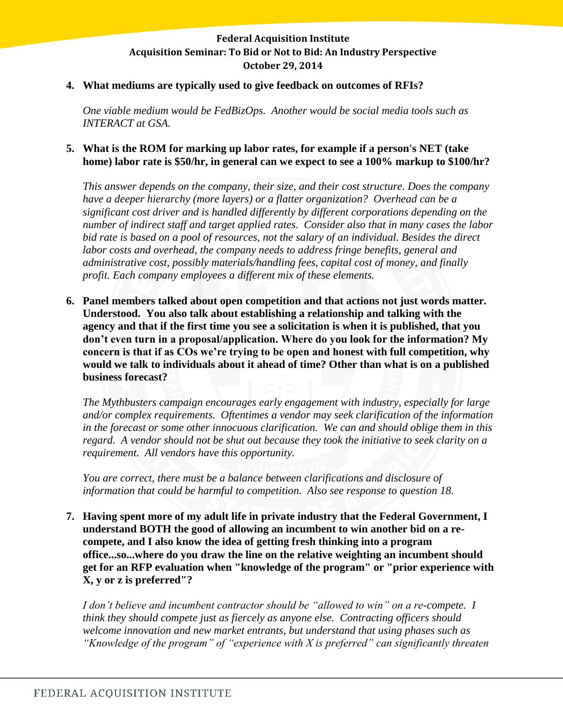**4. What mediums are typically used to give feedback on outcomes of RFIs?**

*One viable medium would be FedBizOps. Another would be social media tools such as INTERACT at GSA.*

**5. What is the ROM for marking up labor rates, for example if a person's NET (take home) labor rate is $50/hr, in general can we expect to see a 100% markup to $100/hr?**

*This answer depends on the company, their size, and their cost structure. Does the company have a deeper hierarchy (more layers) or a flatter organization? Overhead can be a significant cost driver and is handled differently by different corporations depending on the number of indirect staff and target applied rates. Consider also that in many cases the labor bid rate is based on a pool of resources, not the salary of an individual. Besides the direct labor costs and overhead, the company needs to address fringe benefits, general and administrative cost, possibly materials/handling fees, capital cost of money, and finally profit. Each company employees a different mix of these elements.*

**6. Panel members talked about open competition and that actions not just words matter. Understood. You also talk about establishing a relationship and talking with the agency and that if the first time you see a solicitation is when it is published, that you don't even turn in a proposal/application. Where do you look for the information? My concern is that if as COs we're trying to be open and honest with full competition, why would we talk to individuals about it ahead of time? Other than what is on a published business forecast?**

*The Mythbusters campaign encourages early engagement with industry, especially for large and/or complex requirements. Oftentimes a vendor may seek clarification of the information in the forecast or some other innocuous clarification. We can and should oblige them in this regard. A vendor should not be shut out because they took the initiative to seek clarity on a requirement. All vendors have this opportunity.*

*You are correct, there must be a balance between clarifications and disclosure of information that could be harmful to competition. Also see response to question 18.*

**7. Having spent more of my adult life in private industry that the Federal Government, I understand BOTH the good of allowing an incumbent to win another bid on a re-compete, and I also know the idea of getting fresh thinking into a program office...so...where do you draw the line on the relative weighting an incumbent should get for an RFP evaluation when "knowledge of the program" or "prior experience with X, y or z is preferred"?**

*I don't believe and incumbent contractor should be "allowed to win" on a re-compete. I think they should compete just as fiercely as anyone else. Contracting officers should welcome innovation and new market entrants, but understand that using phases such as "Knowledge of the program" of "experience with X is preferred" can significantly threaten*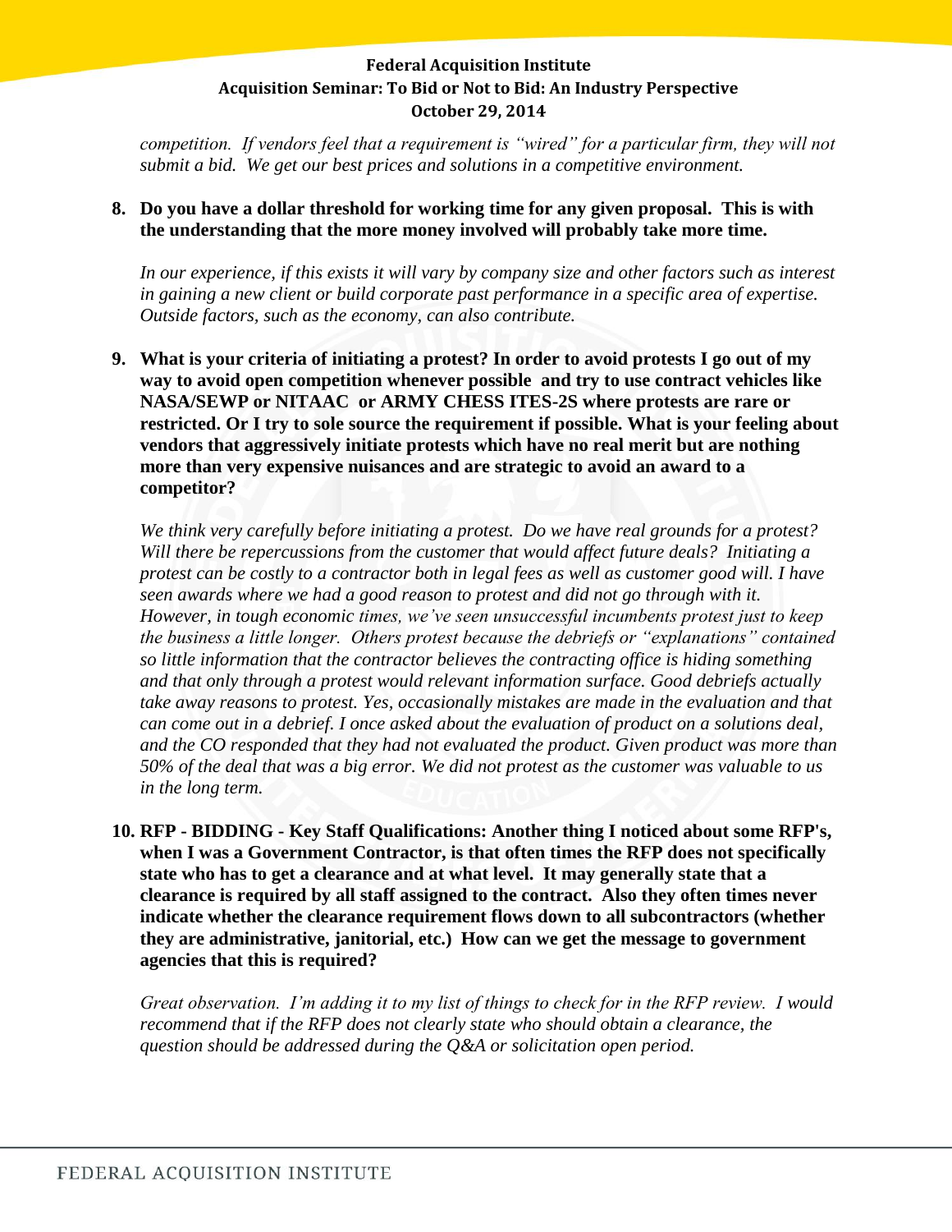*competition. If vendors feel that a requirement is "wired" for a particular firm, they will not submit a bid. We get our best prices and solutions in a competitive environment.*

8. **Do you have a dollar threshold for working time for any given proposal. This is with the understanding that the more money involved will probably take more time.**

   *In our experience, if this exists it will vary by company size and other factors such as interest in gaining a new client or build corporate past performance in a specific area of expertise. Outside factors, such as the economy, can also contribute.*

9. **What is your criteria of initiating a protest? In order to avoid protests I go out of my way to avoid open competition whenever possible and try to use contract vehicles like NASA/SEWP or NITAAC or ARMY CHESS ITES-2S where protests are rare or restricted. Or I try to sole source the requirement if possible. What is your feeling about vendors that aggressively initiate protests which have no real merit but are nothing more than very expensive nuisances and are strategic to avoid an award to a competitor?**

   *We think very carefully before initiating a protest. Do we have real grounds for a protest? Will there be repercussions from the customer that would affect future deals? Initiating a protest can be costly to a contractor both in legal fees as well as customer good will. I have seen awards where we had a good reason to protest and did not go through with it. However, in tough economic times, we've seen unsuccessful incumbents protest just to keep the business a little longer. Others protest because the debriefs or "explanations" contained so little information that the contractor believes the contracting office is hiding something and that only through a protest would relevant information surface. Good debriefs actually take away reasons to protest. Yes, occasionally mistakes are made in the evaluation and that can come out in a debrief. I once asked about the evaluation of product on a solutions deal, and the CO responded that they had not evaluated the product. Given product was more than 50% of the deal that was a big error. We did not protest as the customer was valuable to us in the long term.*

10. **RFP - BIDDING - Key Staff Qualifications: Another thing I noticed about some RFP's, when I was a Government Contractor, is that often times the RFP does not specifically state who has to get a clearance and at what level. It may generally state that a clearance is required by all staff assigned to the contract. Also they often times never indicate whether the clearance requirement flows down to all subcontractors (whether they are administrative, janitorial, etc.) How can we get the message to government agencies that this is required?**

    *Great observation. I'm adding it to my list of things to check for in the RFP review. I would recommend that if the RFP does not clearly state who should obtain a clearance, the question should be addressed during the Q&A or solicitation open period.*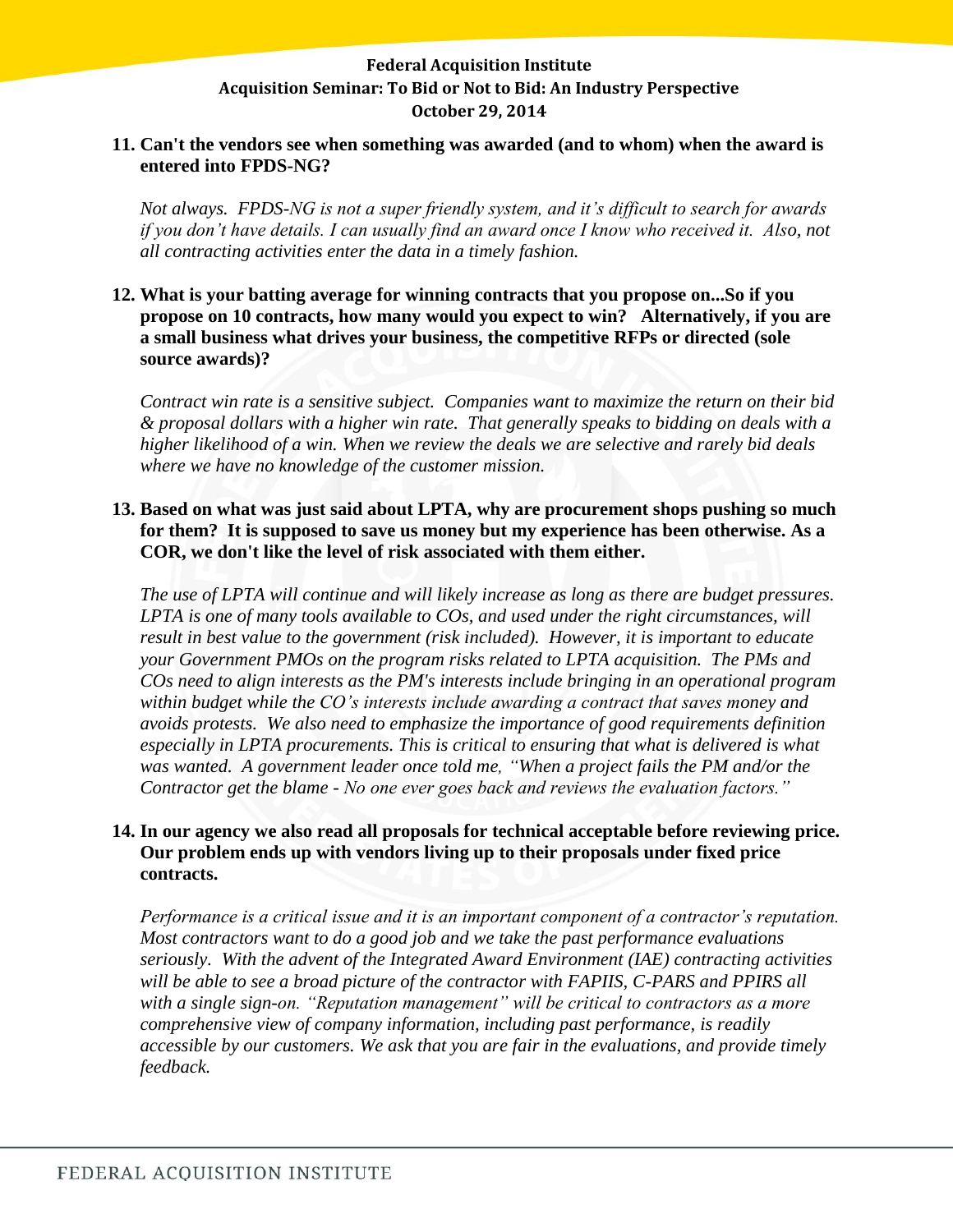**11. Can't the vendors see when something was awarded (and to whom) when the award is entered into FPDS-NG?**

*Not always. FPDS-NG is not a super friendly system, and it's difficult to search for awards if you don't have details. I can usually find an award once I know who received it. Also, not all contracting activities enter the data in a timely fashion.*

**12. What is your batting average for winning contracts that you propose on...So if you propose on 10 contracts, how many would you expect to win? Alternatively, if you are a small business what drives your business, the competitive RFPs or directed (sole source awards)?**

*Contract win rate is a sensitive subject. Companies want to maximize the return on their bid & proposal dollars with a higher win rate. That generally speaks to bidding on deals with a higher likelihood of a win. When we review the deals we are selective and rarely bid deals where we have no knowledge of the customer mission.*

**13. Based on what was just said about LPTA, why are procurement shops pushing so much for them? It is supposed to save us money but my experience has been otherwise. As a COR, we don't like the level of risk associated with them either.**

*The use of LPTA will continue and will likely increase as long as there are budget pressures. LPTA is one of many tools available to COs, and used under the right circumstances, will result in best value to the government (risk included). However, it is important to educate your Government PMOs on the program risks related to LPTA acquisition. The PMs and COs need to align interests as the PM's interests include bringing in an operational program within budget while the CO's interests include awarding a contract that saves money and avoids protests. We also need to emphasize the importance of good requirements definition especially in LPTA procurements. This is critical to ensuring that what is delivered is what was wanted. A government leader once told me, "When a project fails the PM and/or the Contractor get the blame - No one ever goes back and reviews the evaluation factors."*

**14. In our agency we also read all proposals for technical acceptable before reviewing price. Our problem ends up with vendors living up to their proposals under fixed price contracts.**

*Performance is a critical issue and it is an important component of a contractor's reputation. Most contractors want to do a good job and we take the past performance evaluations seriously. With the advent of the Integrated Award Environment (IAE) contracting activities will be able to see a broad picture of the contractor with FAPIIS, C-PARS and PPIRS all with a single sign-on. "Reputation management" will be critical to contractors as a more comprehensive view of company information, including past performance, is readily accessible by our customers. We ask that you are fair in the evaluations, and provide timely feedback.*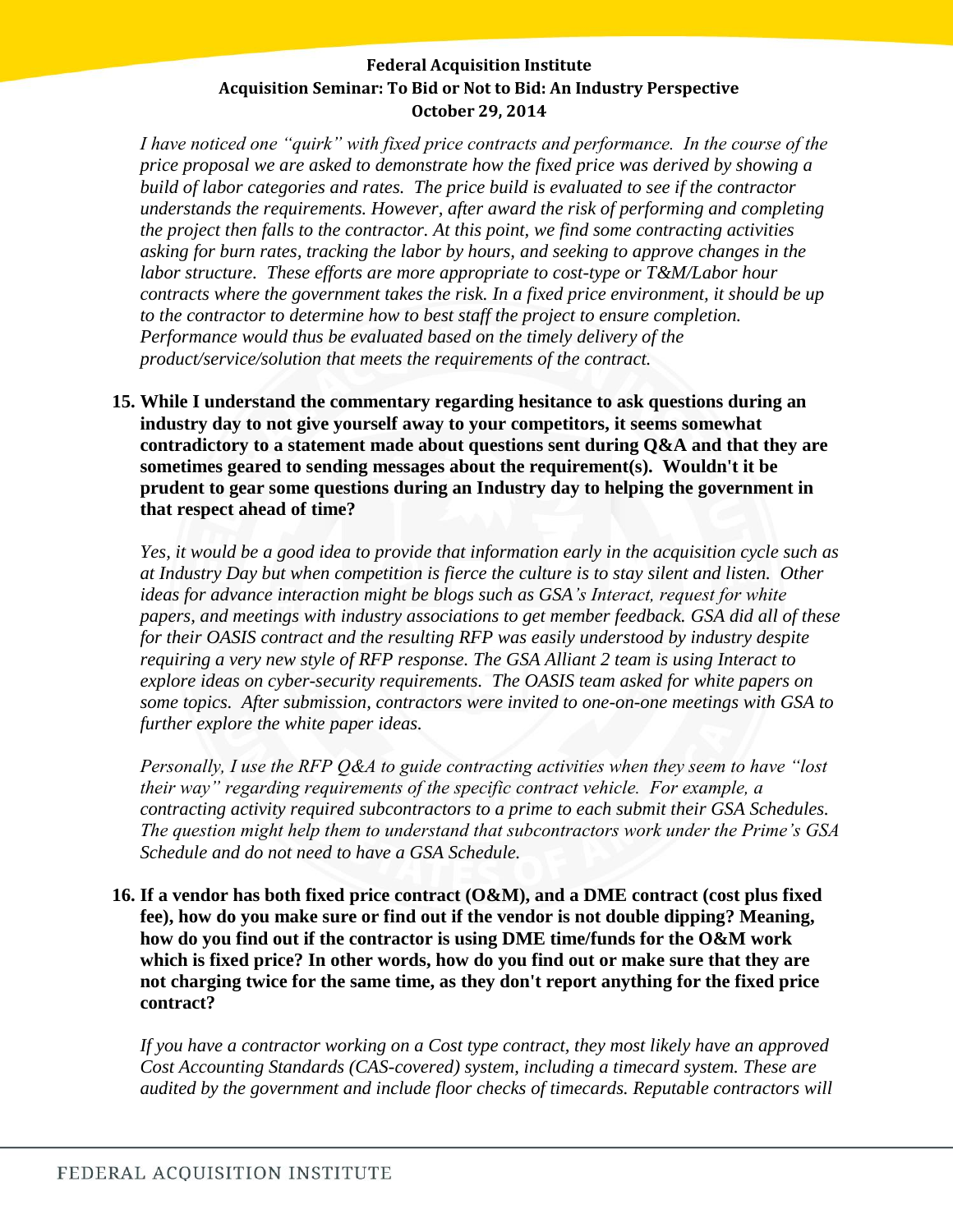*I have noticed one "quirk" with fixed price contracts and performance. In the course of the price proposal we are asked to demonstrate how the fixed price was derived by showing a build of labor categories and rates. The price build is evaluated to see if the contractor understands the requirements. However, after award the risk of performing and completing the project then falls to the contractor. At this point, we find some contracting activities asking for burn rates, tracking the labor by hours, and seeking to approve changes in the labor structure. These efforts are more appropriate to cost-type or T&M/Labor hour contracts where the government takes the risk. In a fixed price environment, it should be up to the contractor to determine how to best staff the project to ensure completion. Performance would thus be evaluated based on the timely delivery of the product/service/solution that meets the requirements of the contract.*

15. **While I understand the commentary regarding hesitance to ask questions during an industry day to not give yourself away to your competitors, it seems somewhat contradictory to a statement made about questions sent during Q&A and that they are sometimes geared to sending messages about the requirement(s). Wouldn't it be prudent to gear some questions during an Industry day to helping the government in that respect ahead of time?**

   *Yes, it would be a good idea to provide that information early in the acquisition cycle such as at Industry Day but when competition is fierce the culture is to stay silent and listen. Other ideas for advance interaction might be blogs such as GSA's Interact, request for white papers, and meetings with industry associations to get member feedback. GSA did all of these for their OASIS contract and the resulting RFP was easily understood by industry despite requiring a very new style of RFP response. The GSA Alliant 2 team is using Interact to explore ideas on cyber-security requirements. The OASIS team asked for white papers on some topics. After submission, contractors were invited to one-on-one meetings with GSA to further explore the white paper ideas.*

   *Personally, I use the RFP Q&A to guide contracting activities when they seem to have "lost their way" regarding requirements of the specific contract vehicle. For example, a contracting activity required subcontractors to a prime to each submit their GSA Schedules. The question might help them to understand that subcontractors work under the Prime's GSA Schedule and do not need to have a GSA Schedule.*

16. **If a vendor has both fixed price contract (O&M), and a DME contract (cost plus fixed fee), how do you make sure or find out if the vendor is not double dipping? Meaning, how do you find out if the contractor is using DME time/funds for the O&M work which is fixed price? In other words, how do you find out or make sure that they are not charging twice for the same time, as they don't report anything for the fixed price contract?**

   *If you have a contractor working on a Cost type contract, they most likely have an approved Cost Accounting Standards (CAS-covered) system, including a timecard system. These are audited by the government and include floor checks of timecards. Reputable contractors will*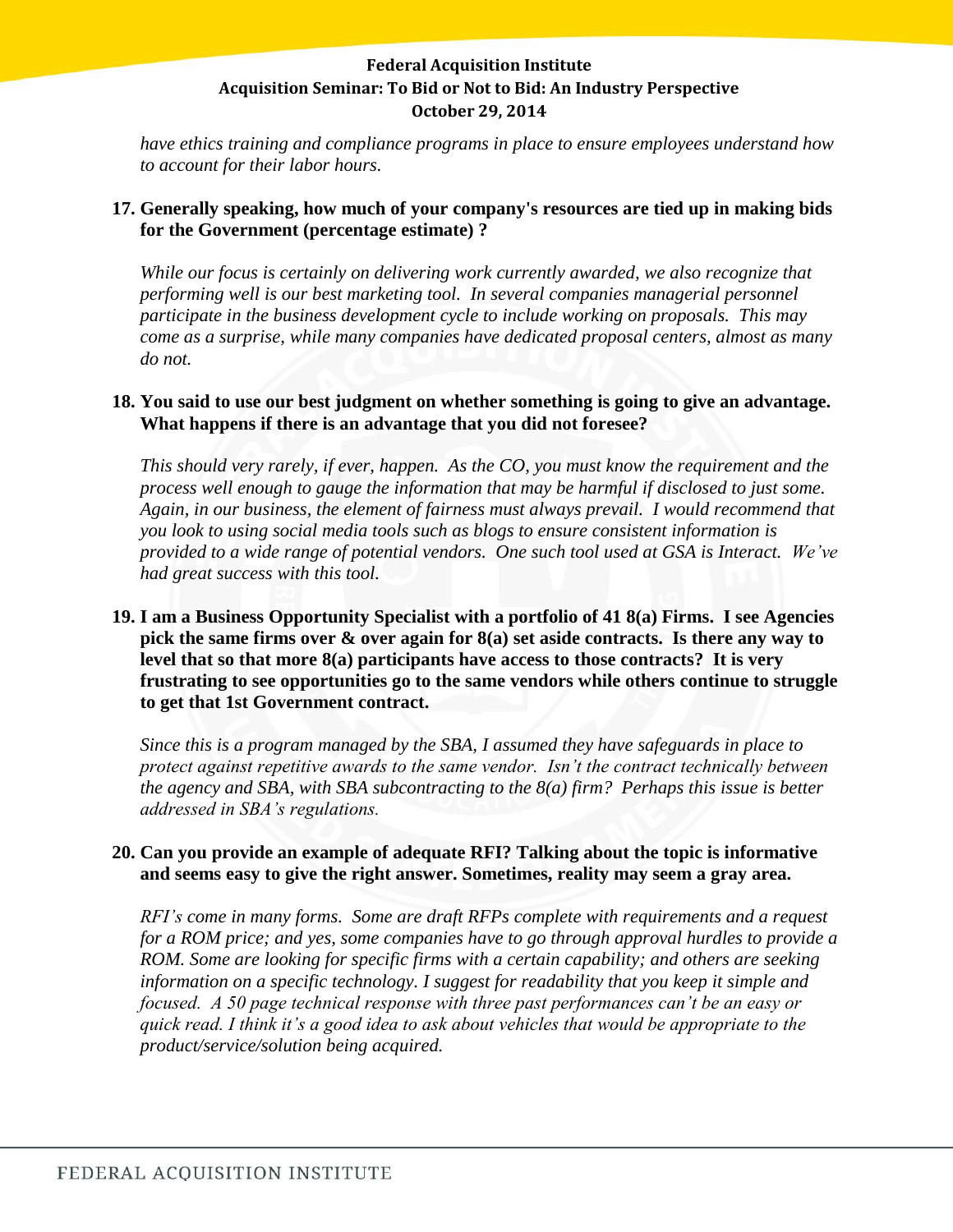*have ethics training and compliance programs in place to ensure employees understand how to account for their labor hours.*

17. **Generally speaking, how much of your company's resources are tied up in making bids for the Government (percentage estimate) ?**

    *While our focus is certainly on delivering work currently awarded, we also recognize that performing well is our best marketing tool. In several companies managerial personnel participate in the business development cycle to include working on proposals. This may come as a surprise, while many companies have dedicated proposal centers, almost as many do not.*

18. **You said to use our best judgment on whether something is going to give an advantage. What happens if there is an advantage that you did not foresee?**

    *This should very rarely, if ever, happen. As the CO, you must know the requirement and the process well enough to gauge the information that may be harmful if disclosed to just some. Again, in our business, the element of fairness must always prevail. I would recommend that you look to using social media tools such as blogs to ensure consistent information is provided to a wide range of potential vendors. One such tool used at GSA is Interact. We've had great success with this tool.*

19. **I am a Business Opportunity Specialist with a portfolio of 41 8(a) Firms. I see Agencies pick the same firms over & over again for 8(a) set aside contracts. Is there any way to level that so that more 8(a) participants have access to those contracts? It is very frustrating to see opportunities go to the same vendors while others continue to struggle to get that 1st Government contract.**

    *Since this is a program managed by the SBA, I assumed they have safeguards in place to protect against repetitive awards to the same vendor. Isn't the contract technically between the agency and SBA, with SBA subcontracting to the 8(a) firm? Perhaps this issue is better addressed in SBA's regulations.*

20. **Can you provide an example of adequate RFI? Talking about the topic is informative and seems easy to give the right answer. Sometimes, reality may seem a gray area.**

    *RFI's come in many forms. Some are draft RFPs complete with requirements and a request for a ROM price; and yes, some companies have to go through approval hurdles to provide a ROM. Some are looking for specific firms with a certain capability; and others are seeking information on a specific technology. I suggest for readability that you keep it simple and focused. A 50 page technical response with three past performances can't be an easy or quick read. I think it's a good idea to ask about vehicles that would be appropriate to the product/service/solution being acquired.*